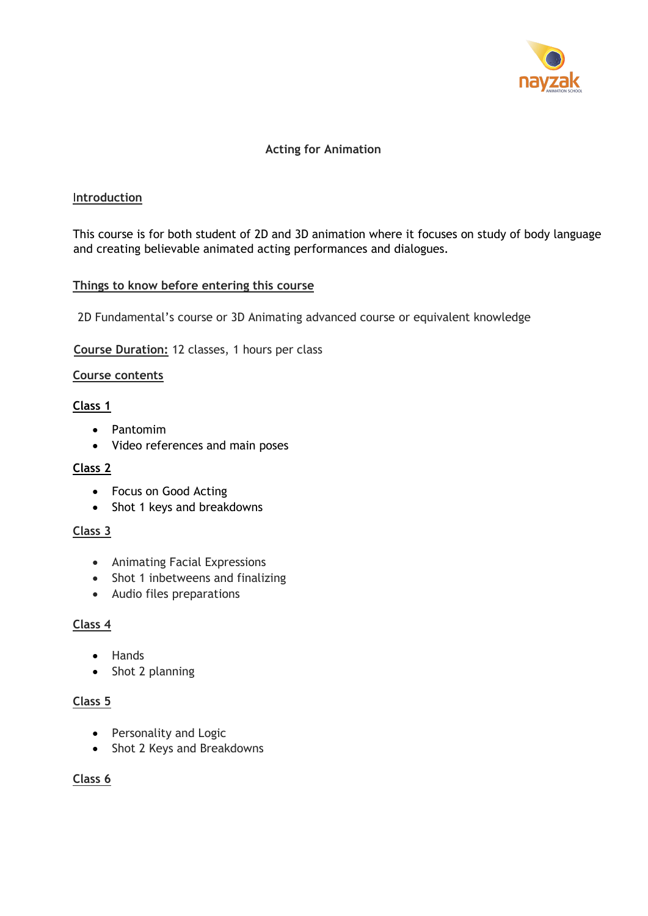# Acting for Animation

## Introduction

This course is for both student of 2D and 3D animation where it focuses on study of body language and creating believable animated acting performances and dialogues.

## Things to know before entering this course

2D Fundamental's course or 3D Animating advanced course or equivalent knowledge

**Course Duration:** 12 classes, 1 hours per class

## Course contents

### Class 1

- Pantomim
- Video references and main poses

### Class 2

- Focus on Good Acting
- Shot 1 keys and breakdowns

### Class 3

- Animating Facial Expressions
- Shot 1 inbetweens and finalizing
- Audio files preparations

### Class 4

- Hands
- Shot 2 planning

### Class 5

- Personality and Logic
- Shot 2 Keys and Breakdowns

### Class 6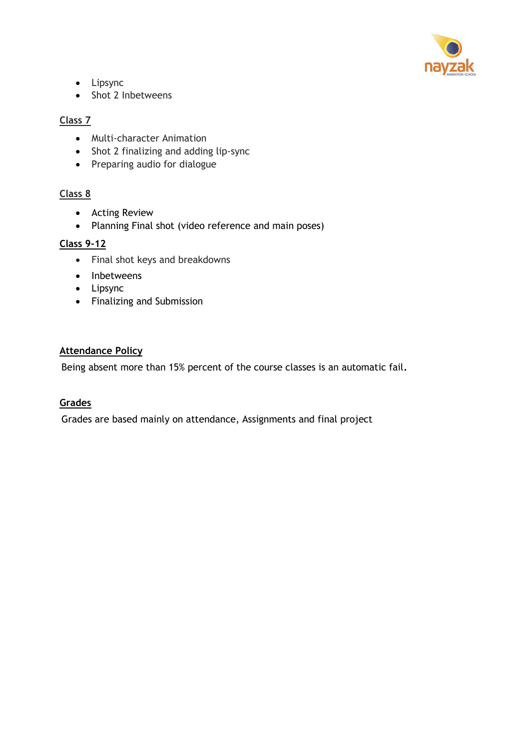- Lipsync
- Shot 2 Inbetweens

**Class 7**

- Multi-character Animation
- Shot 2 finalizing and adding lip-sync
- Preparing audio for dialogue

**Class 8**

- Acting Review
- Planning Final shot (video reference and main poses)

**Class 9-12**

- Final shot keys and breakdowns
- Inbetweens
- Lipsync
- Finalizing and Submission

**Attendance Policy**

Being absent more than 15% percent of the course classes is an automatic fail.

**Grades**

Grades are based mainly on attendance, Assignments and final project